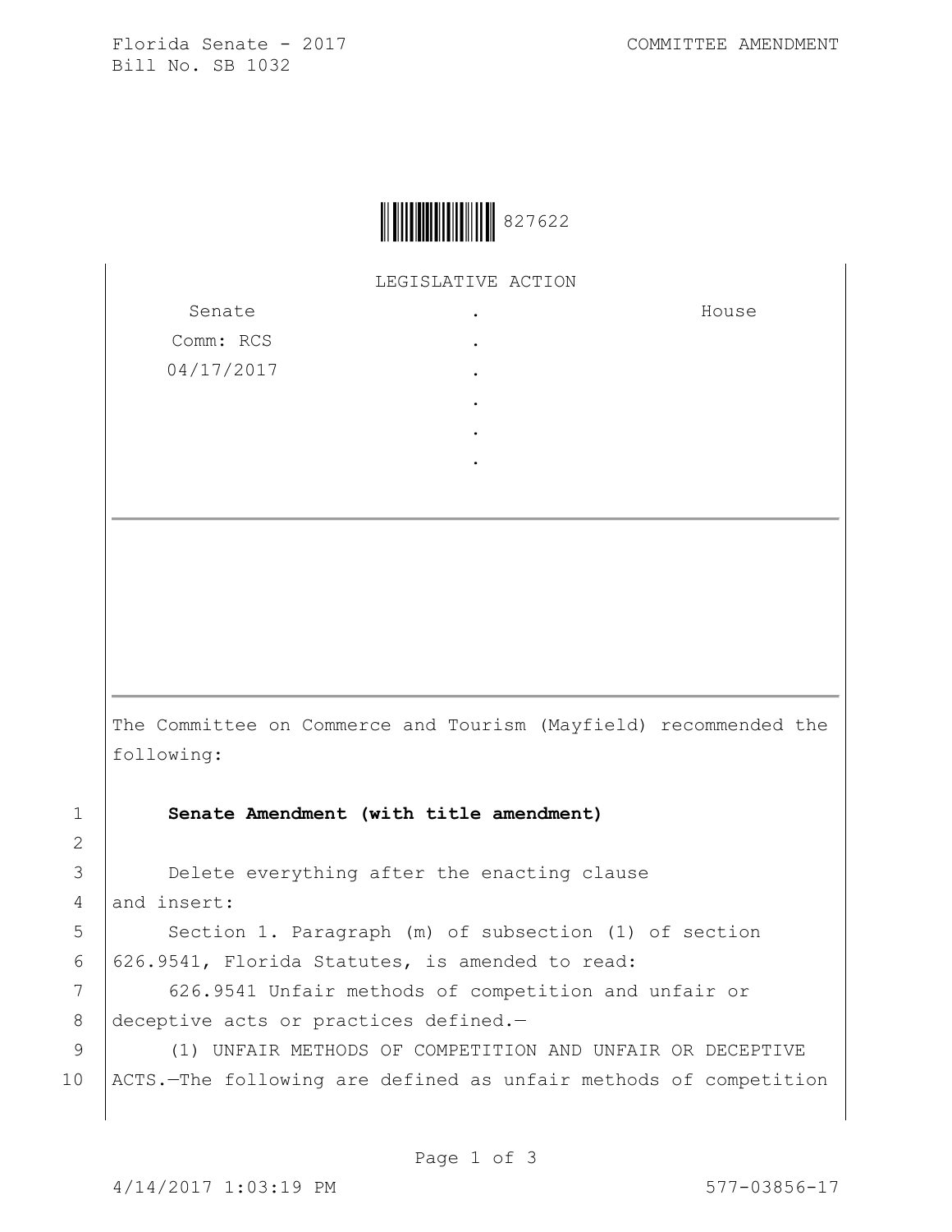Florida Senate - 2017 COMMITTEE AMENDMENT
Bill No. SB 1032

827622

LEGISLATIVE ACTION

| Senate | . | House |
|---|---|---|
| Comm: RCS | . | |
| 04/17/2017 | . | |
| | . | |
| | . | |
| | . | |

The Committee on Commerce and Tourism (Mayfield) recommended the following:

1 **Senate Amendment (with title amendment)**

2

3 Delete everything after the enacting clause
4 and insert:
5 Section 1. Paragraph (m) of subsection (1) of section
6 626.9541, Florida Statutes, is amended to read:
7 626.9541 Unfair methods of competition and unfair or
8 deceptive acts or practices defined.—
9 (1) UNFAIR METHODS OF COMPETITION AND UNFAIR OR DECEPTIVE
10 ACTS.—The following are defined as unfair methods of competition

4/14/2017 1:03:19 PM 577-03856-17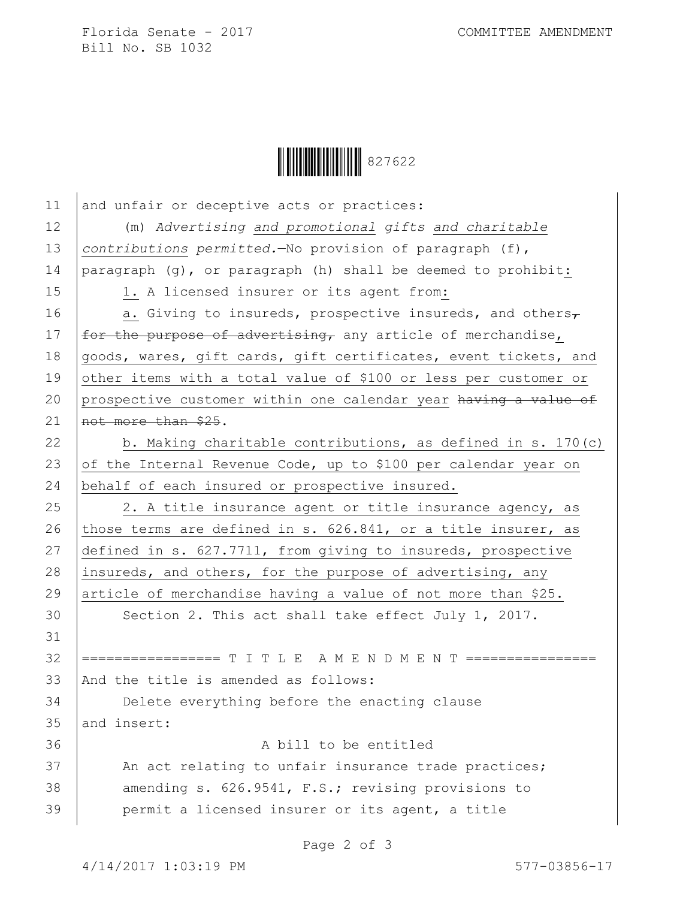and unfair or deceptive acts or practices:

(m) *Advertising and promotional gifts and charitable contributions permitted.*—No provision of paragraph (f), paragraph (g), or paragraph (h) shall be deemed to prohibit:

1. A licensed insurer or its agent from:

a. Giving to insureds, prospective insureds, and others, ~~for the purpose of advertising,~~ any article of merchandise, goods, wares, gift cards, gift certificates, event tickets, and other items with a total value of $100 or less per customer or prospective customer within one calendar year ~~having a value of not more than $25~~.

b. Making charitable contributions, as defined in s. 170(c) of the Internal Revenue Code, up to $100 per calendar year on behalf of each insured or prospective insured.

2. A title insurance agent or title insurance agency, as those terms are defined in s. 626.841, or a title insurer, as defined in s. 627.7711, from giving to insureds, prospective insureds, and others, for the purpose of advertising, any article of merchandise having a value of not more than $25.

Section 2. This act shall take effect July 1, 2017.

================= T I T L E  A M E N D M E N T ================

And the title is amended as follows:

Delete everything before the enacting clause and insert:

A bill to be entitled

An act relating to unfair insurance trade practices; amending s. 626.9541, F.S.; revising provisions to permit a licensed insurer or its agent, a title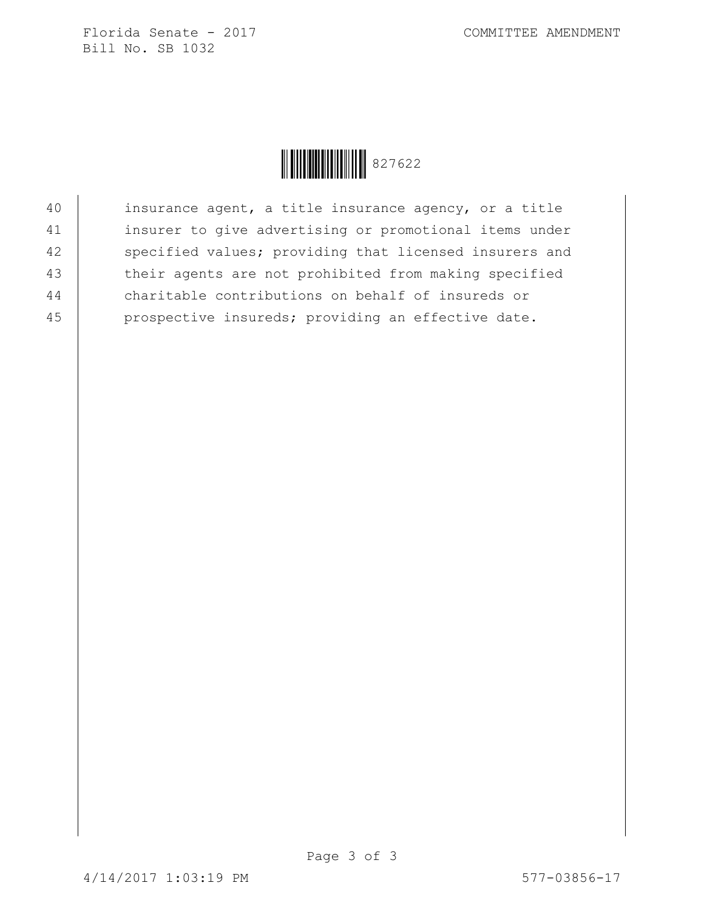insurance agent, a title insurance agency, or a title insurer to give advertising or promotional items under specified values; providing that licensed insurers and their agents are not prohibited from making specified charitable contributions on behalf of insureds or prospective insureds; providing an effective date.